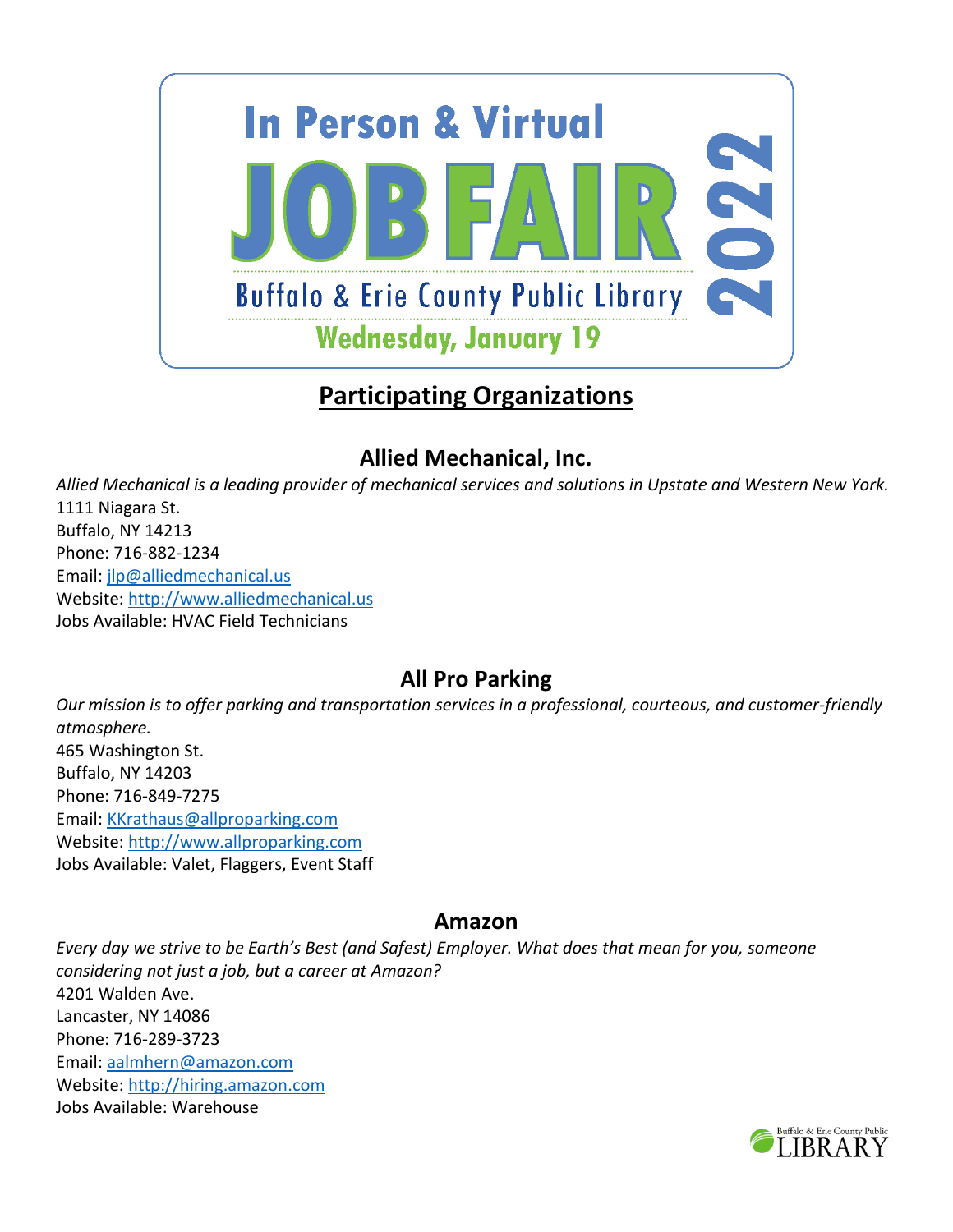# In Person & Virtual JOB FAIR 2022

Buffalo & Erie County Public Library

Wednesday, January 19

## Participating Organizations

### Allied Mechanical, Inc.

*Allied Mechanical is a leading provider of mechanical services and solutions in Upstate and Western New York.*
1111 Niagara St.
Buffalo, NY 14213
Phone: 716-882-1234
Email: jlp@alliedmechanical.us
Website: http://www.alliedmechanical.us
Jobs Available: HVAC Field Technicians

### All Pro Parking

*Our mission is to offer parking and transportation services in a professional, courteous, and customer-friendly atmosphere.*
465 Washington St.
Buffalo, NY 14203
Phone: 716-849-7275
Email: KKrathaus@allproparking.com
Website: http://www.allproparking.com
Jobs Available: Valet, Flaggers, Event Staff

### Amazon

*Every day we strive to be Earth's Best (and Safest) Employer. What does that mean for you, someone considering not just a job, but a career at Amazon?*
4201 Walden Ave.
Lancaster, NY 14086
Phone: 716-289-3723
Email: aalmhern@amazon.com
Website: http://hiring.amazon.com
Jobs Available: Warehouse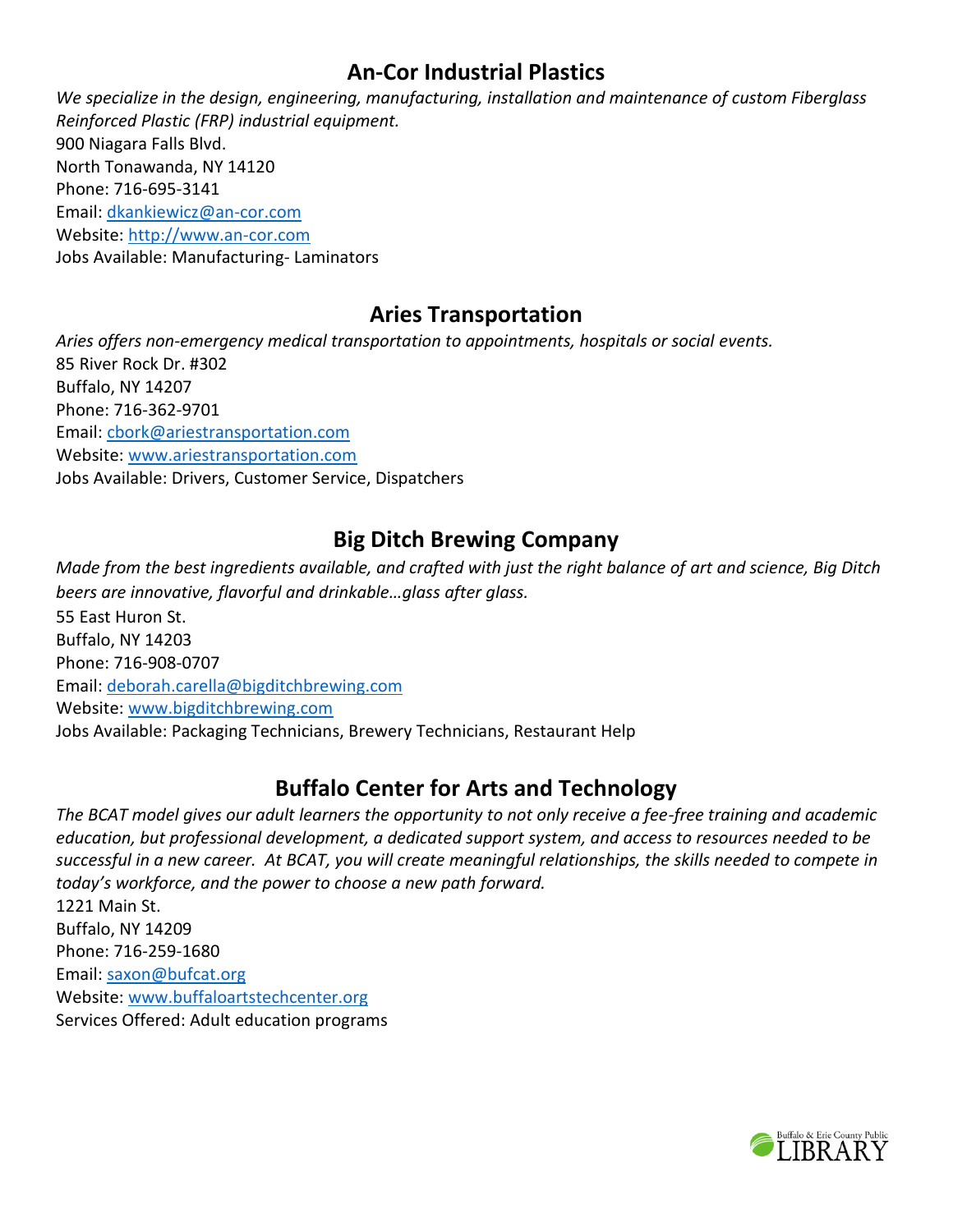## An-Cor Industrial Plastics

*We specialize in the design, engineering, manufacturing, installation and maintenance of custom Fiberglass Reinforced Plastic (FRP) industrial equipment.*
900 Niagara Falls Blvd.
North Tonawanda, NY 14120
Phone: 716-695-3141
Email: dkankiewicz@an-cor.com
Website: http://www.an-cor.com
Jobs Available: Manufacturing- Laminators

## Aries Transportation

*Aries offers non-emergency medical transportation to appointments, hospitals or social events.*
85 River Rock Dr. #302
Buffalo, NY 14207
Phone: 716-362-9701
Email: cbork@ariestransportation.com
Website: www.ariestransportation.com
Jobs Available: Drivers, Customer Service, Dispatchers

## Big Ditch Brewing Company

*Made from the best ingredients available, and crafted with just the right balance of art and science, Big Ditch beers are innovative, flavorful and drinkable…glass after glass.*
55 East Huron St.
Buffalo, NY 14203
Phone: 716-908-0707
Email: deborah.carella@bigditchbrewing.com
Website: www.bigditchbrewing.com
Jobs Available: Packaging Technicians, Brewery Technicians, Restaurant Help

## Buffalo Center for Arts and Technology

*The BCAT model gives our adult learners the opportunity to not only receive a fee-free training and academic education, but professional development, a dedicated support system, and access to resources needed to be successful in a new career. At BCAT, you will create meaningful relationships, the skills needed to compete in today's workforce, and the power to choose a new path forward.*
1221 Main St.
Buffalo, NY 14209
Phone: 716-259-1680
Email: saxon@bufcat.org
Website: www.buffaloartstechcenter.org
Services Offered: Adult education programs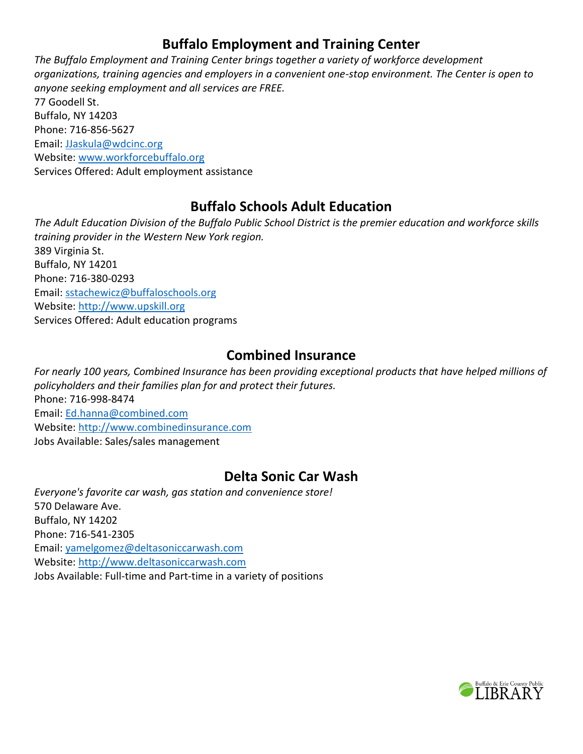## Buffalo Employment and Training Center

*The Buffalo Employment and Training Center brings together a variety of workforce development organizations, training agencies and employers in a convenient one-stop environment. The Center is open to anyone seeking employment and all services are FREE.*

77 Goodell St.
Buffalo, NY 14203
Phone: 716-856-5627
Email: JJaskula@wdcinc.org
Website: www.workforcebuffalo.org
Services Offered: Adult employment assistance

## Buffalo Schools Adult Education

*The Adult Education Division of the Buffalo Public School District is the premier education and workforce skills training provider in the Western New York region.*

389 Virginia St.
Buffalo, NY 14201
Phone: 716-380-0293
Email: sstachewicz@buffaloschools.org
Website: http://www.upskill.org
Services Offered: Adult education programs

## Combined Insurance

*For nearly 100 years, Combined Insurance has been providing exceptional products that have helped millions of policyholders and their families plan for and protect their futures.*

Phone: 716-998-8474
Email: Ed.hanna@combined.com
Website: http://www.combinedinsurance.com
Jobs Available: Sales/sales management

## Delta Sonic Car Wash

*Everyone's favorite car wash, gas station and convenience store!*

570 Delaware Ave.
Buffalo, NY 14202
Phone: 716-541-2305
Email: yamelgomez@deltasoniccarwash.com
Website: http://www.deltasoniccarwash.com
Jobs Available: Full-time and Part-time in a variety of positions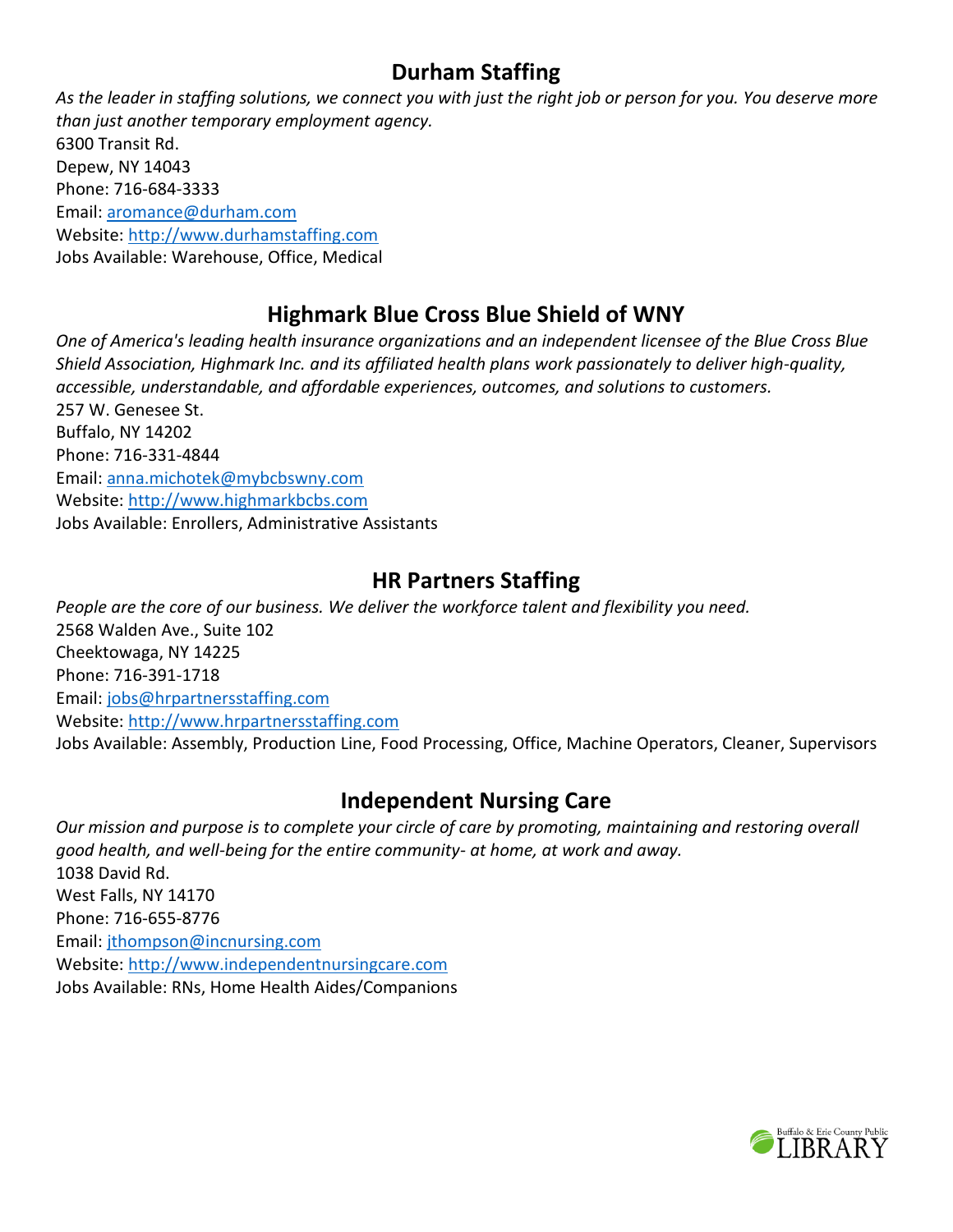## Durham Staffing

*As the leader in staffing solutions, we connect you with just the right job or person for you. You deserve more than just another temporary employment agency.*

6300 Transit Rd.
Depew, NY 14043
Phone: 716-684-3333
Email: aromance@durham.com
Website: http://www.durhamstaffing.com
Jobs Available: Warehouse, Office, Medical

## Highmark Blue Cross Blue Shield of WNY

*One of America's leading health insurance organizations and an independent licensee of the Blue Cross Blue Shield Association, Highmark Inc. and its affiliated health plans work passionately to deliver high-quality, accessible, understandable, and affordable experiences, outcomes, and solutions to customers.*

257 W. Genesee St.
Buffalo, NY 14202
Phone: 716-331-4844
Email: anna.michotek@mybcbswny.com
Website: http://www.highmarkbcbs.com
Jobs Available: Enrollers, Administrative Assistants

## HR Partners Staffing

*People are the core of our business. We deliver the workforce talent and flexibility you need.*

2568 Walden Ave., Suite 102
Cheektowaga, NY 14225
Phone: 716-391-1718
Email: jobs@hrpartnersstaffing.com
Website: http://www.hrpartnersstaffing.com
Jobs Available: Assembly, Production Line, Food Processing, Office, Machine Operators, Cleaner, Supervisors

## Independent Nursing Care

*Our mission and purpose is to complete your circle of care by promoting, maintaining and restoring overall good health, and well-being for the entire community- at home, at work and away.*

1038 David Rd.
West Falls, NY 14170
Phone: 716-655-8776
Email: jthompson@incnursing.com
Website: http://www.independentnursingcare.com
Jobs Available: RNs, Home Health Aides/Companions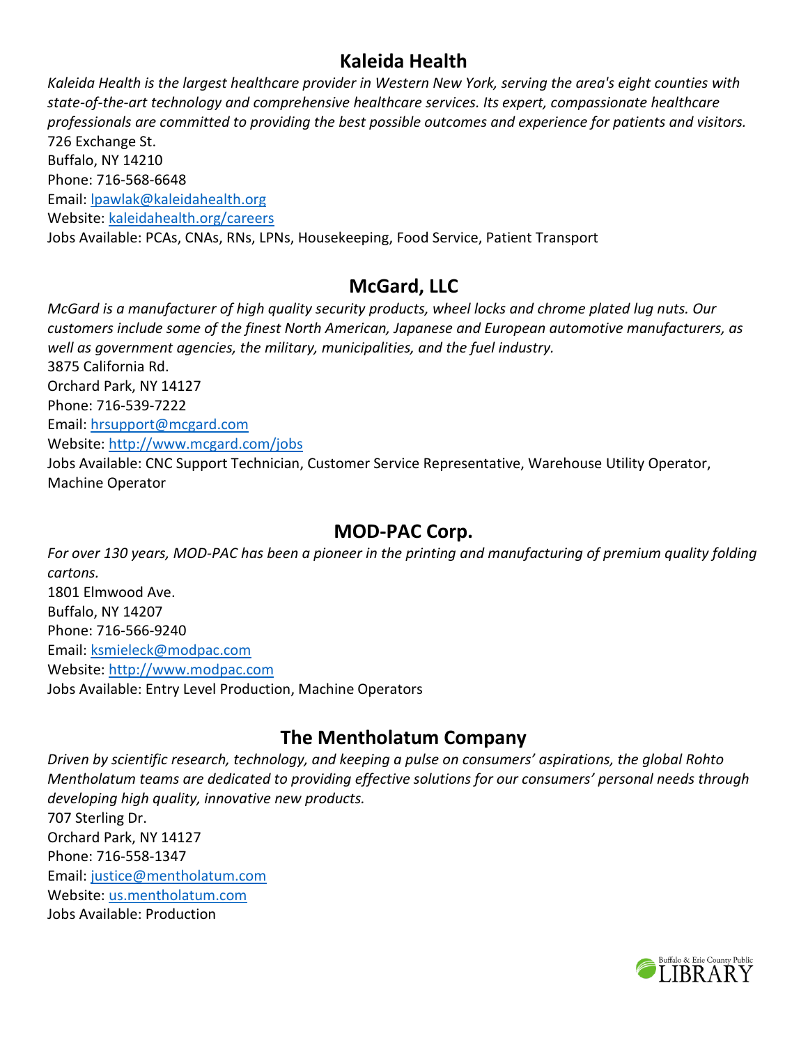## Kaleida Health

*Kaleida Health is the largest healthcare provider in Western New York, serving the area's eight counties with state-of-the-art technology and comprehensive healthcare services. Its expert, compassionate healthcare professionals are committed to providing the best possible outcomes and experience for patients and visitors.*

726 Exchange St.
Buffalo, NY 14210
Phone: 716-568-6648
Email: lpawlak@kaleidahealth.org
Website: kaleidahealth.org/careers
Jobs Available: PCAs, CNAs, RNs, LPNs, Housekeeping, Food Service, Patient Transport

## McGard, LLC

*McGard is a manufacturer of high quality security products, wheel locks and chrome plated lug nuts. Our customers include some of the finest North American, Japanese and European automotive manufacturers, as well as government agencies, the military, municipalities, and the fuel industry.*

3875 California Rd.
Orchard Park, NY 14127
Phone: 716-539-7222
Email: hrsupport@mcgard.com
Website: http://www.mcgard.com/jobs
Jobs Available: CNC Support Technician, Customer Service Representative, Warehouse Utility Operator, Machine Operator

## MOD-PAC Corp.

*For over 130 years, MOD-PAC has been a pioneer in the printing and manufacturing of premium quality folding cartons.*

1801 Elmwood Ave.
Buffalo, NY 14207
Phone: 716-566-9240
Email: ksmieleck@modpac.com
Website: http://www.modpac.com
Jobs Available: Entry Level Production, Machine Operators

## The Mentholatum Company

*Driven by scientific research, technology, and keeping a pulse on consumers' aspirations, the global Rohto Mentholatum teams are dedicated to providing effective solutions for our consumers' personal needs through developing high quality, innovative new products.*

707 Sterling Dr.
Orchard Park, NY 14127
Phone: 716-558-1347
Email: justice@mentholatum.com
Website: us.mentholatum.com
Jobs Available: Production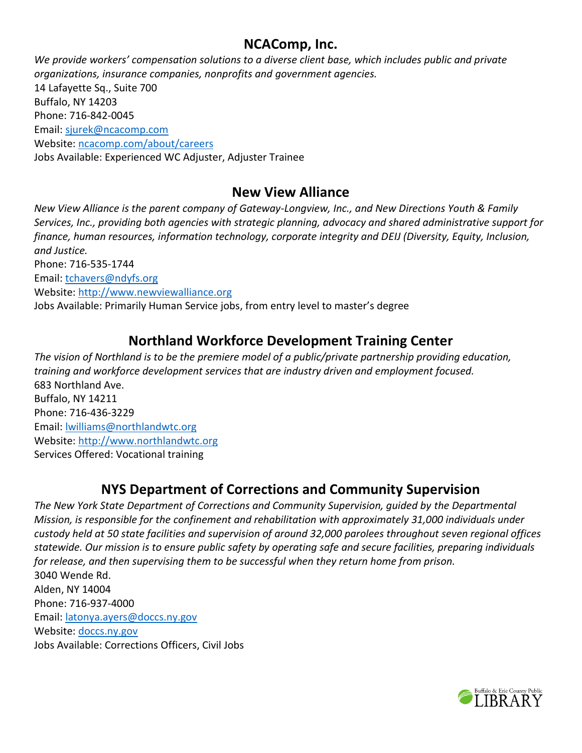## NCAComp, Inc.

*We provide workers' compensation solutions to a diverse client base, which includes public and private organizations, insurance companies, nonprofits and government agencies.*
14 Lafayette Sq., Suite 700
Buffalo, NY 14203
Phone: 716-842-0045
Email: sjurek@ncacomp.com
Website: ncacomp.com/about/careers
Jobs Available: Experienced WC Adjuster, Adjuster Trainee

## New View Alliance

*New View Alliance is the parent company of Gateway-Longview, Inc., and New Directions Youth & Family Services, Inc., providing both agencies with strategic planning, advocacy and shared administrative support for finance, human resources, information technology, corporate integrity and DEIJ (Diversity, Equity, Inclusion, and Justice.*
Phone: 716-535-1744
Email: tchavers@ndyfs.org
Website: http://www.newviewalliance.org
Jobs Available: Primarily Human Service jobs, from entry level to master's degree

## Northland Workforce Development Training Center

*The vision of Northland is to be the premiere model of a public/private partnership providing education, training and workforce development services that are industry driven and employment focused.*
683 Northland Ave.
Buffalo, NY 14211
Phone: 716-436-3229
Email: lwilliams@northlandwtc.org
Website: http://www.northlandwtc.org
Services Offered: Vocational training

## NYS Department of Corrections and Community Supervision

*The New York State Department of Corrections and Community Supervision, guided by the Departmental Mission, is responsible for the confinement and rehabilitation with approximately 31,000 individuals under custody held at 50 state facilities and supervision of around 32,000 parolees throughout seven regional offices statewide. Our mission is to ensure public safety by operating safe and secure facilities, preparing individuals for release, and then supervising them to be successful when they return home from prison.*
3040 Wende Rd.
Alden, NY 14004
Phone: 716-937-4000
Email: latonya.ayers@doccs.ny.gov
Website: doccs.ny.gov
Jobs Available: Corrections Officers, Civil Jobs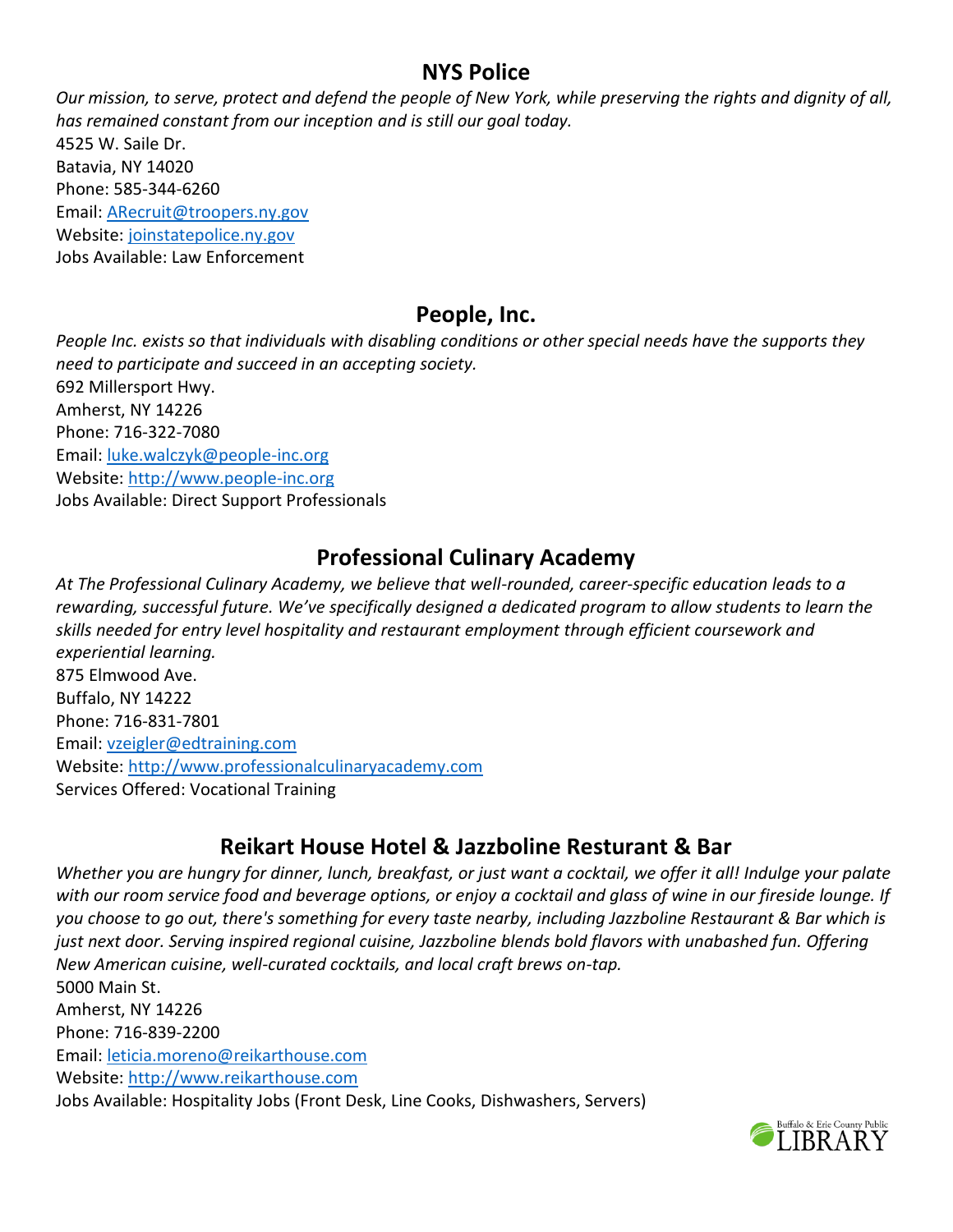## NYS Police

*Our mission, to serve, protect and defend the people of New York, while preserving the rights and dignity of all, has remained constant from our inception and is still our goal today.*

4525 W. Saile Dr.
Batavia, NY 14020
Phone: 585-344-6260
Email: ARecruit@troopers.ny.gov
Website: joinstatepolice.ny.gov
Jobs Available: Law Enforcement

## People, Inc.

*People Inc. exists so that individuals with disabling conditions or other special needs have the supports they need to participate and succeed in an accepting society.*

692 Millersport Hwy.
Amherst, NY 14226
Phone: 716-322-7080
Email: luke.walczyk@people-inc.org
Website: http://www.people-inc.org
Jobs Available: Direct Support Professionals

## Professional Culinary Academy

*At The Professional Culinary Academy, we believe that well-rounded, career-specific education leads to a rewarding, successful future. We've specifically designed a dedicated program to allow students to learn the skills needed for entry level hospitality and restaurant employment through efficient coursework and experiential learning.*

875 Elmwood Ave.
Buffalo, NY 14222
Phone: 716-831-7801
Email: vzeigler@edtraining.com
Website: http://www.professionalculinaryacademy.com
Services Offered: Vocational Training

## Reikart House Hotel & Jazzboline Resturant & Bar

*Whether you are hungry for dinner, lunch, breakfast, or just want a cocktail, we offer it all! Indulge your palate with our room service food and beverage options, or enjoy a cocktail and glass of wine in our fireside lounge. If you choose to go out, there's something for every taste nearby, including Jazzboline Restaurant & Bar which is just next door. Serving inspired regional cuisine, Jazzboline blends bold flavors with unabashed fun. Offering New American cuisine, well-curated cocktails, and local craft brews on-tap.*

5000 Main St.
Amherst, NY 14226
Phone: 716-839-2200
Email: leticia.moreno@reikarthouse.com
Website: http://www.reikarthouse.com
Jobs Available: Hospitality Jobs (Front Desk, Line Cooks, Dishwashers, Servers)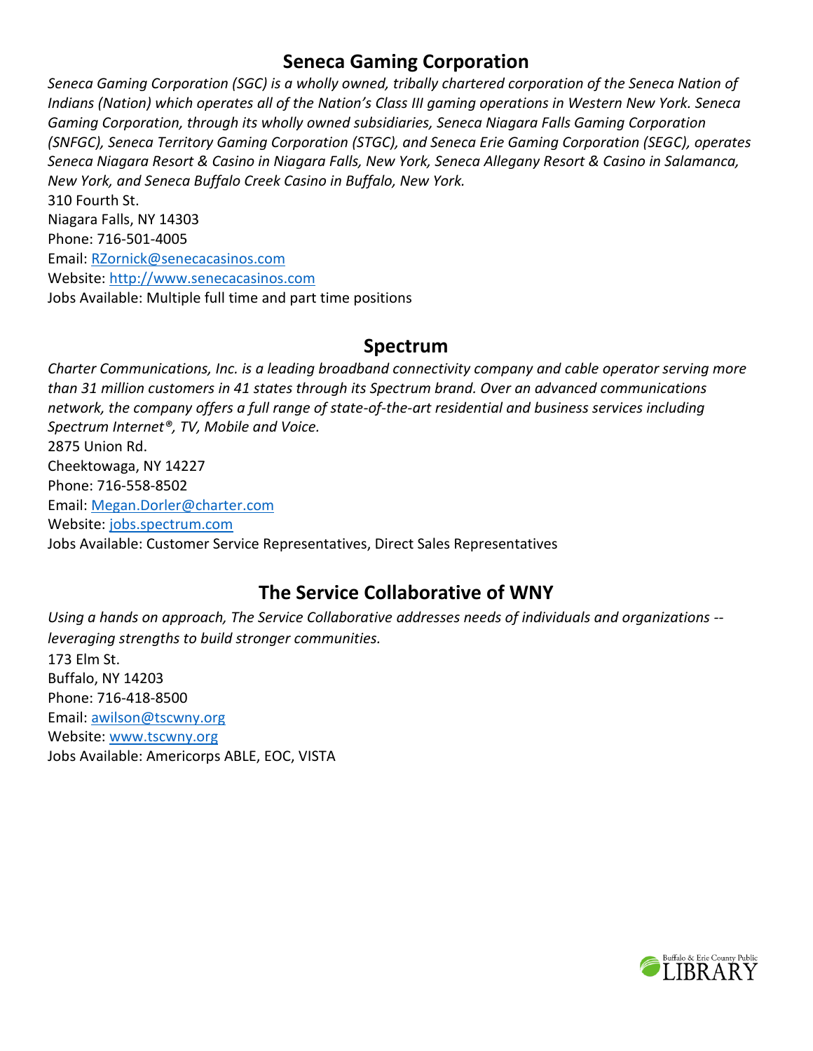## Seneca Gaming Corporation

*Seneca Gaming Corporation (SGC) is a wholly owned, tribally chartered corporation of the Seneca Nation of Indians (Nation) which operates all of the Nation's Class III gaming operations in Western New York. Seneca Gaming Corporation, through its wholly owned subsidiaries, Seneca Niagara Falls Gaming Corporation (SNFGC), Seneca Territory Gaming Corporation (STGC), and Seneca Erie Gaming Corporation (SEGC), operates Seneca Niagara Resort & Casino in Niagara Falls, New York, Seneca Allegany Resort & Casino in Salamanca, New York, and Seneca Buffalo Creek Casino in Buffalo, New York.*

310 Fourth St.
Niagara Falls, NY 14303
Phone: 716-501-4005
Email: RZornick@senecacasinos.com
Website: http://www.senecacasinos.com
Jobs Available: Multiple full time and part time positions

## Spectrum

*Charter Communications, Inc. is a leading broadband connectivity company and cable operator serving more than 31 million customers in 41 states through its Spectrum brand. Over an advanced communications network, the company offers a full range of state-of-the-art residential and business services including Spectrum Internet®, TV, Mobile and Voice.*

2875 Union Rd.
Cheektowaga, NY 14227
Phone: 716-558-8502
Email: Megan.Dorler@charter.com
Website: jobs.spectrum.com
Jobs Available: Customer Service Representatives, Direct Sales Representatives

## The Service Collaborative of WNY

*Using a hands on approach, The Service Collaborative addresses needs of individuals and organizations -- leveraging strengths to build stronger communities.*

173 Elm St.
Buffalo, NY 14203
Phone: 716-418-8500
Email: awilson@tscwny.org
Website: www.tscwny.org
Jobs Available: Americorps ABLE, EOC, VISTA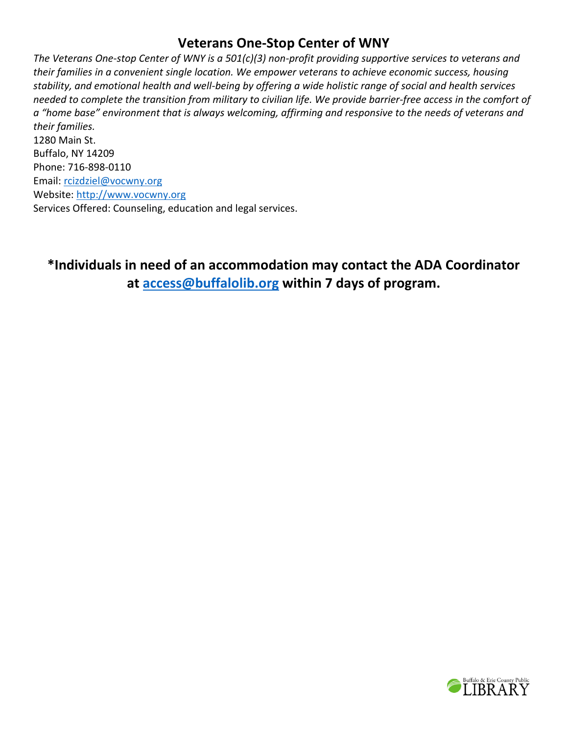## Veterans One-Stop Center of WNY

*The Veterans One-stop Center of WNY is a 501(c)(3) non-profit providing supportive services to veterans and their families in a convenient single location. We empower veterans to achieve economic success, housing stability, and emotional health and well-being by offering a wide holistic range of social and health services needed to complete the transition from military to civilian life. We provide barrier-free access in the comfort of a "home base" environment that is always welcoming, affirming and responsive to the needs of veterans and their families.*

1280 Main St.
Buffalo, NY 14209
Phone: 716-898-0110
Email: rcizdziel@vocwny.org
Website: http://www.vocwny.org
Services Offered: Counseling, education and legal services.

**\*Individuals in need of an accommodation may contact the ADA Coordinator at access@buffalolib.org within 7 days of program.**

Buffalo & Erie County Public LIBRARY